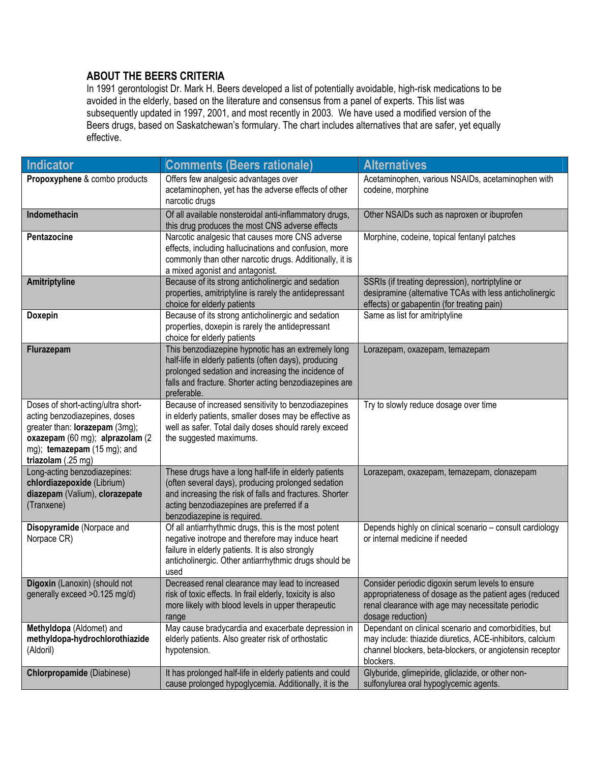## ABOUT THE BEERS CRITERIA

In 1991 gerontologist Dr. Mark H. Beers developed a list of potentially avoidable, high-risk medications to be avoided in the elderly, based on the literature and consensus from a panel of experts. This list was subsequently updated in 1997, 2001, and most recently in 2003. We have used a modified version of the Beers drugs, based on Saskatchewan's formulary. The chart includes alternatives that are safer, yet equally effective.

| Indicator | Comments (Beers rationale) | Alternatives |
| --- | --- | --- |
| **Propoxyphene** & combo products | Offers few analgesic advantages over acetaminophen, yet has the adverse effects of other narcotic drugs | Acetaminophen, various NSAIDs, acetaminophen with codeine, morphine |
| **Indomethacin** | Of all available nonsteroidal anti-inflammatory drugs, this drug produces the most CNS adverse effects | Other NSAIDs such as naproxen or ibuprofen |
| **Pentazocine** | Narcotic analgesic that causes more CNS adverse effects, including hallucinations and confusion, more commonly than other narcotic drugs. Additionally, it is a mixed agonist and antagonist. | Morphine, codeine, topical fentanyl patches |
| **Amitriptyline** | Because of its strong anticholinergic and sedation properties, amitriptyline is rarely the antidepressant choice for elderly patients | SSRIs (if treating depression), nortriptyline or desipramine (alternative TCAs with less anticholinergic effects) or gabapentin (for treating pain) |
| **Doxepin** | Because of its strong anticholinergic and sedation properties, doxepin is rarely the antidepressant choice for elderly patients | Same as list for amitriptyline |
| **Flurazepam** | This benzodiazepine hypnotic has an extremely long half-life in elderly patients (often days), producing prolonged sedation and increasing the incidence of falls and fracture. Shorter acting benzodiazepines are preferable. | Lorazepam, oxazepam, temazepam |
| Doses of short-acting/ultra short-acting benzodiazepines, doses greater than: **lorazepam** (3mg); **oxazepam** (60 mg); **alprazolam** (2 mg); **temazepam** (15 mg); and **triazolam** (.25 mg) | Because of increased sensitivity to benzodiazepines in elderly patients, smaller doses may be effective as well as safer. Total daily doses should rarely exceed the suggested maximums. | Try to slowly reduce dosage over time |
| Long-acting benzodiazepines: **chlordiazepoxide** (Librium) **diazepam** (Valium), **clorazepate** (Tranxene) | These drugs have a long half-life in elderly patients (often several days), producing prolonged sedation and increasing the risk of falls and fractures. Shorter acting benzodiazepines are preferred if a benzodiazepine is required. | Lorazepam, oxazepam, temazepam, clonazepam |
| **Disopyramide** (Norpace and Norpace CR) | Of all antiarrhythmic drugs, this is the most potent negative inotrope and therefore may induce heart failure in elderly patients. It is also strongly anticholinergic. Other antiarrhythmic drugs should be used | Depends highly on clinical scenario – consult cardiology or internal medicine if needed |
| **Digoxin** (Lanoxin) (should not generally exceed >0.125 mg/d) | Decreased renal clearance may lead to increased risk of toxic effects. In frail elderly, toxicity is also more likely with blood levels in upper therapeutic range | Consider periodic digoxin serum levels to ensure appropriateness of dosage as the patient ages (reduced renal clearance with age may necessitate periodic dosage reduction) |
| **Methyldopa** (Aldomet) and **methyldopa-hydrochlorothiazide** (Aldoril) | May cause bradycardia and exacerbate depression in elderly patients. Also greater risk of orthostatic hypotension. | Dependant on clinical scenario and comorbidities, but may include: thiazide diuretics, ACE-inhibitors, calcium channel blockers, beta-blockers, or angiotensin receptor blockers. |
| **Chlorpropamide** (Diabinese) | It has prolonged half-life in elderly patients and could cause prolonged hypoglycemia. Additionally, it is the | Glyburide, glimepiride, gliclazide, or other non-sulfonylurea oral hypoglycemic agents. |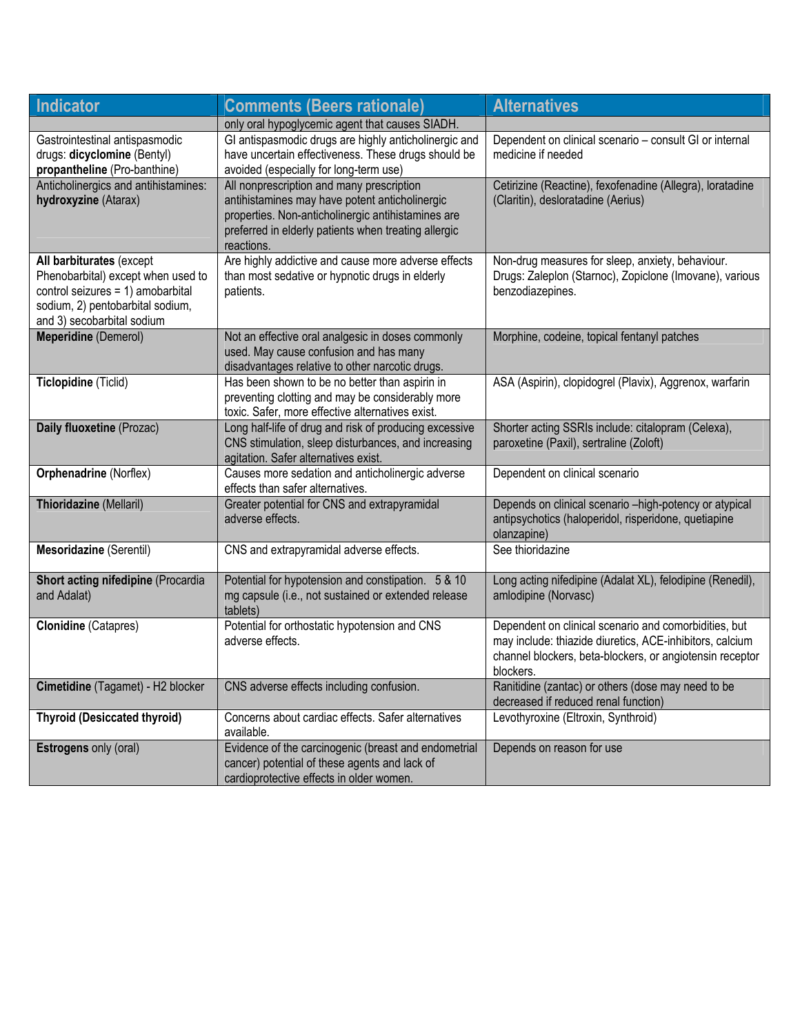| Indicator | Comments (Beers rationale) | Alternatives |
|---|---|---|
| | only oral hypoglycemic agent that causes SIADH. | |
| Gastrointestinal antispasmodic drugs: **dicyclomine** (Bentyl) **propantheline** (Pro-banthine) | GI antispasmodic drugs are highly anticholinergic and have uncertain effectiveness. These drugs should be avoided (especially for long-term use) | Dependent on clinical scenario – consult GI or internal medicine if needed |
| Anticholinergics and antihistamines: **hydroxyzine** (Atarax) | All nonprescription and many prescription antihistamines may have potent anticholinergic properties. Non-anticholinergic antihistamines are preferred in elderly patients when treating allergic reactions. | Cetirizine (Reactine), fexofenadine (Allegra), loratadine (Claritin), desloratadine (Aerius) |
| **All barbiturates** (except Phenobarbital) except when used to control seizures = 1) amobarbital sodium, 2) pentobarbital sodium, and 3) secobarbital sodium | Are highly addictive and cause more adverse effects than most sedative or hypnotic drugs in elderly patients. | Non-drug measures for sleep, anxiety, behaviour. Drugs: Zaleplon (Starnoc), Zopiclone (Imovane), various benzodiazepines. |
| **Meperidine** (Demerol) | Not an effective oral analgesic in doses commonly used. May cause confusion and has many disadvantages relative to other narcotic drugs. | Morphine, codeine, topical fentanyl patches |
| **Ticlopidine** (Ticlid) | Has been shown to be no better than aspirin in preventing clotting and may be considerably more toxic. Safer, more effective alternatives exist. | ASA (Aspirin), clopidogrel (Plavix), Aggrenox, warfarin |
| **Daily fluoxetine** (Prozac) | Long half-life of drug and risk of producing excessive CNS stimulation, sleep disturbances, and increasing agitation. Safer alternatives exist. | Shorter acting SSRIs include: citalopram (Celexa), paroxetine (Paxil), sertraline (Zoloft) |
| **Orphenadrine** (Norflex) | Causes more sedation and anticholinergic adverse effects than safer alternatives. | Dependent on clinical scenario |
| **Thioridazine** (Mellaril) | Greater potential for CNS and extrapyramidal adverse effects. | Depends on clinical scenario –high-potency or atypical antipsychotics (haloperidol, risperidone, quetiapine olanzapine) |
| **Mesoridazine** (Serentil) | CNS and extrapyramidal adverse effects. | See thioridazine |
| **Short acting nifedipine** (Procardia and Adalat) | Potential for hypotension and constipation. 5 & 10 mg capsule (i.e., not sustained or extended release tablets) | Long acting nifedipine (Adalat XL), felodipine (Renedil), amlodipine (Norvasc) |
| **Clonidine** (Catapres) | Potential for orthostatic hypotension and CNS adverse effects. | Dependent on clinical scenario and comorbidities, but may include: thiazide diuretics, ACE-inhibitors, calcium channel blockers, beta-blockers, or angiotensin receptor blockers. |
| **Cimetidine** (Tagamet) - H2 blocker | CNS adverse effects including confusion. | Ranitidine (zantac) or others (dose may need to be decreased if reduced renal function) |
| **Thyroid (Desiccated thyroid)** | Concerns about cardiac effects. Safer alternatives available. | Levothyroxine (Eltroxin, Synthroid) |
| **Estrogens** only (oral) | Evidence of the carcinogenic (breast and endometrial cancer) potential of these agents and lack of cardioprotective effects in older women. | Depends on reason for use |